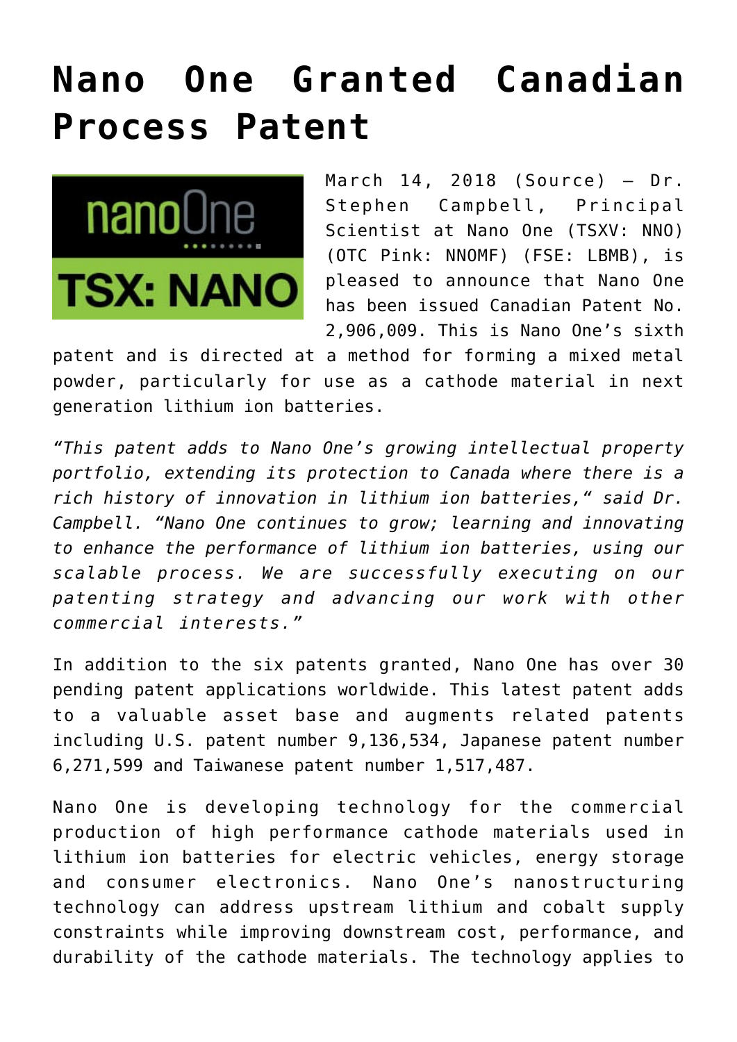# Nano One Granted Canadian Process Patent

March 14, 2018 (Source) — Dr. Stephen Campbell, Principal Scientist at Nano One (TSXV: NNO) (OTC Pink: NNOMF) (FSE: LBMB), is pleased to announce that Nano One has been issued Canadian Patent No. 2,906,009. This is Nano One's sixth patent and is directed at a method for forming a mixed metal powder, particularly for use as a cathode material in next generation lithium ion batteries.

*"This patent adds to Nano One's growing intellectual property portfolio, extending its protection to Canada where there is a rich history of innovation in lithium ion batteries," said Dr. Campbell. "Nano One continues to grow; learning and innovating to enhance the performance of lithium ion batteries, using our scalable process. We are successfully executing on our patenting strategy and advancing our work with other commercial interests."*

In addition to the six patents granted, Nano One has over 30 pending patent applications worldwide. This latest patent adds to a valuable asset base and augments related patents including U.S. patent number 9,136,534, Japanese patent number 6,271,599 and Taiwanese patent number 1,517,487.

Nano One is developing technology for the commercial production of high performance cathode materials used in lithium ion batteries for electric vehicles, energy storage and consumer electronics. Nano One's nanostructuring technology can address upstream lithium and cobalt supply constraints while improving downstream cost, performance, and durability of the cathode materials. The technology applies to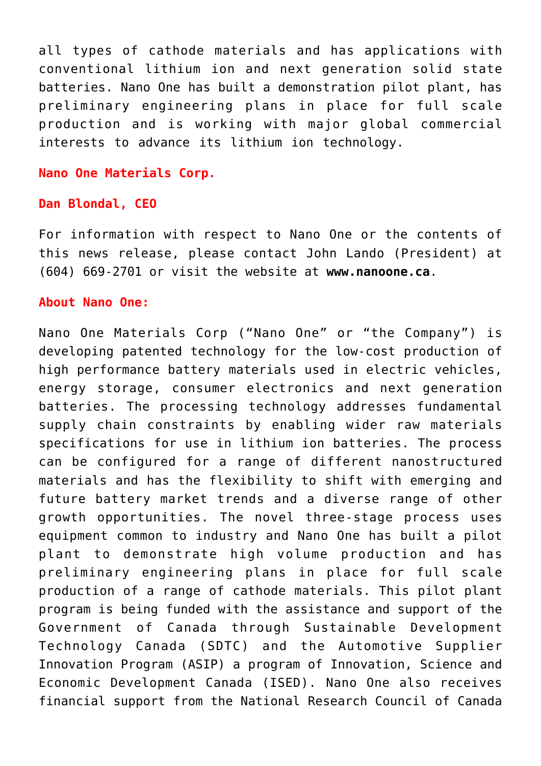all types of cathode materials and has applications with conventional lithium ion and next generation solid state batteries. Nano One has built a demonstration pilot plant, has preliminary engineering plans in place for full scale production and is working with major global commercial interests to advance its lithium ion technology.

**Nano One Materials Corp.**

**Dan Blondal, CEO**

For information with respect to Nano One or the contents of this news release, please contact John Lando (President) at (604) 669-2701 or visit the website at **www.nanoone.ca**.

**About Nano One:**

Nano One Materials Corp ("Nano One" or "the Company") is developing patented technology for the low-cost production of high performance battery materials used in electric vehicles, energy storage, consumer electronics and next generation batteries. The processing technology addresses fundamental supply chain constraints by enabling wider raw materials specifications for use in lithium ion batteries. The process can be configured for a range of different nanostructured materials and has the flexibility to shift with emerging and future battery market trends and a diverse range of other growth opportunities. The novel three-stage process uses equipment common to industry and Nano One has built a pilot plant to demonstrate high volume production and has preliminary engineering plans in place for full scale production of a range of cathode materials. This pilot plant program is being funded with the assistance and support of the Government of Canada through Sustainable Development Technology Canada (SDTC) and the Automotive Supplier Innovation Program (ASIP) a program of Innovation, Science and Economic Development Canada (ISED). Nano One also receives financial support from the National Research Council of Canada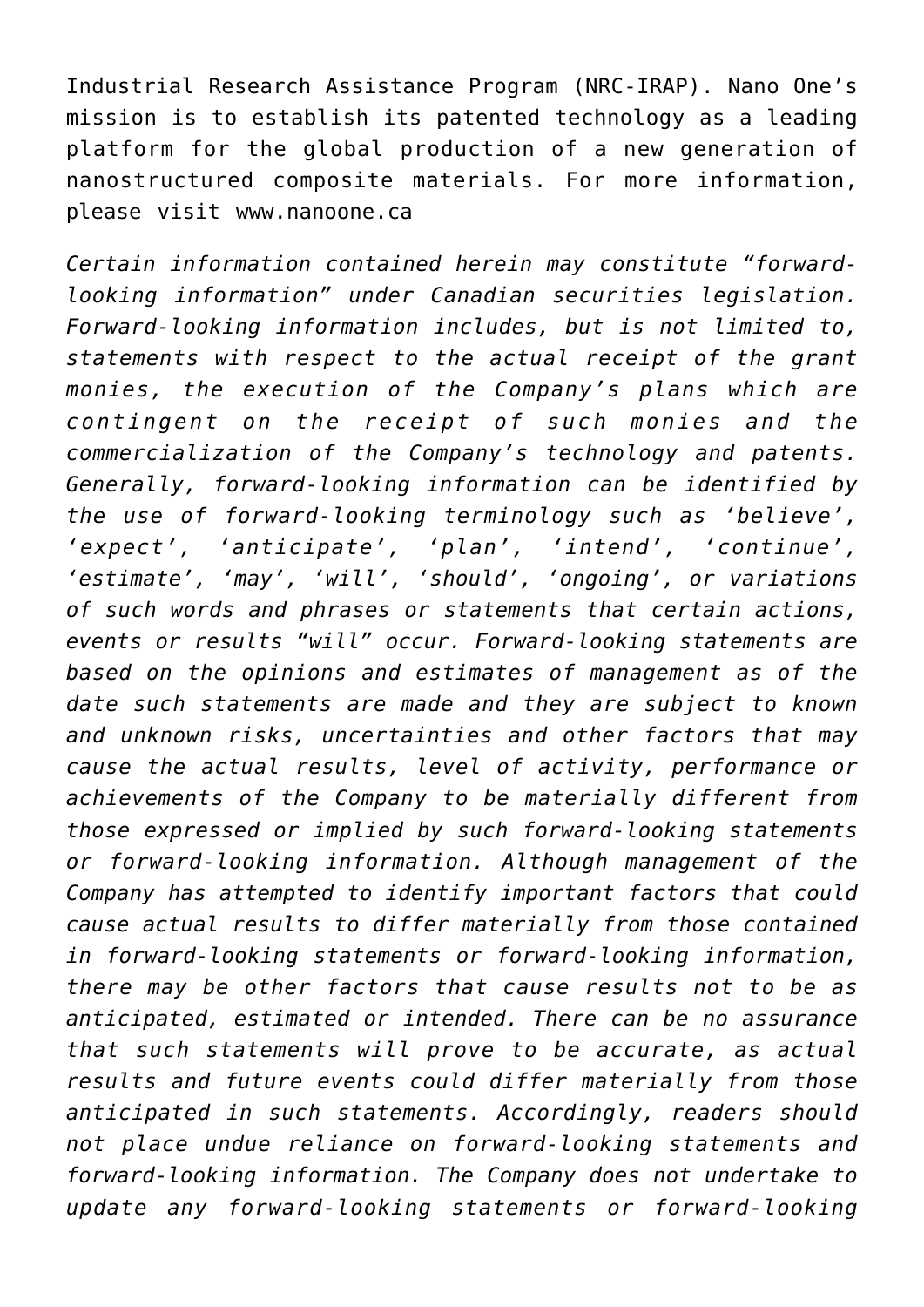Industrial Research Assistance Program (NRC-IRAP). Nano One's mission is to establish its patented technology as a leading platform for the global production of a new generation of nanostructured composite materials. For more information, please visit www.nanoone.ca

*Certain information contained herein may constitute "forward-looking information" under Canadian securities legislation. Forward-looking information includes, but is not limited to, statements with respect to the actual receipt of the grant monies, the execution of the Company's plans which are contingent on the receipt of such monies and the commercialization of the Company's technology and patents. Generally, forward-looking information can be identified by the use of forward-looking terminology such as 'believe', 'expect', 'anticipate', 'plan', 'intend', 'continue', 'estimate', 'may', 'will', 'should', 'ongoing', or variations of such words and phrases or statements that certain actions, events or results "will" occur. Forward-looking statements are based on the opinions and estimates of management as of the date such statements are made and they are subject to known and unknown risks, uncertainties and other factors that may cause the actual results, level of activity, performance or achievements of the Company to be materially different from those expressed or implied by such forward-looking statements or forward-looking information. Although management of the Company has attempted to identify important factors that could cause actual results to differ materially from those contained in forward-looking statements or forward-looking information, there may be other factors that cause results not to be as anticipated, estimated or intended. There can be no assurance that such statements will prove to be accurate, as actual results and future events could differ materially from those anticipated in such statements. Accordingly, readers should not place undue reliance on forward-looking statements and forward-looking information. The Company does not undertake to update any forward-looking statements or forward-looking*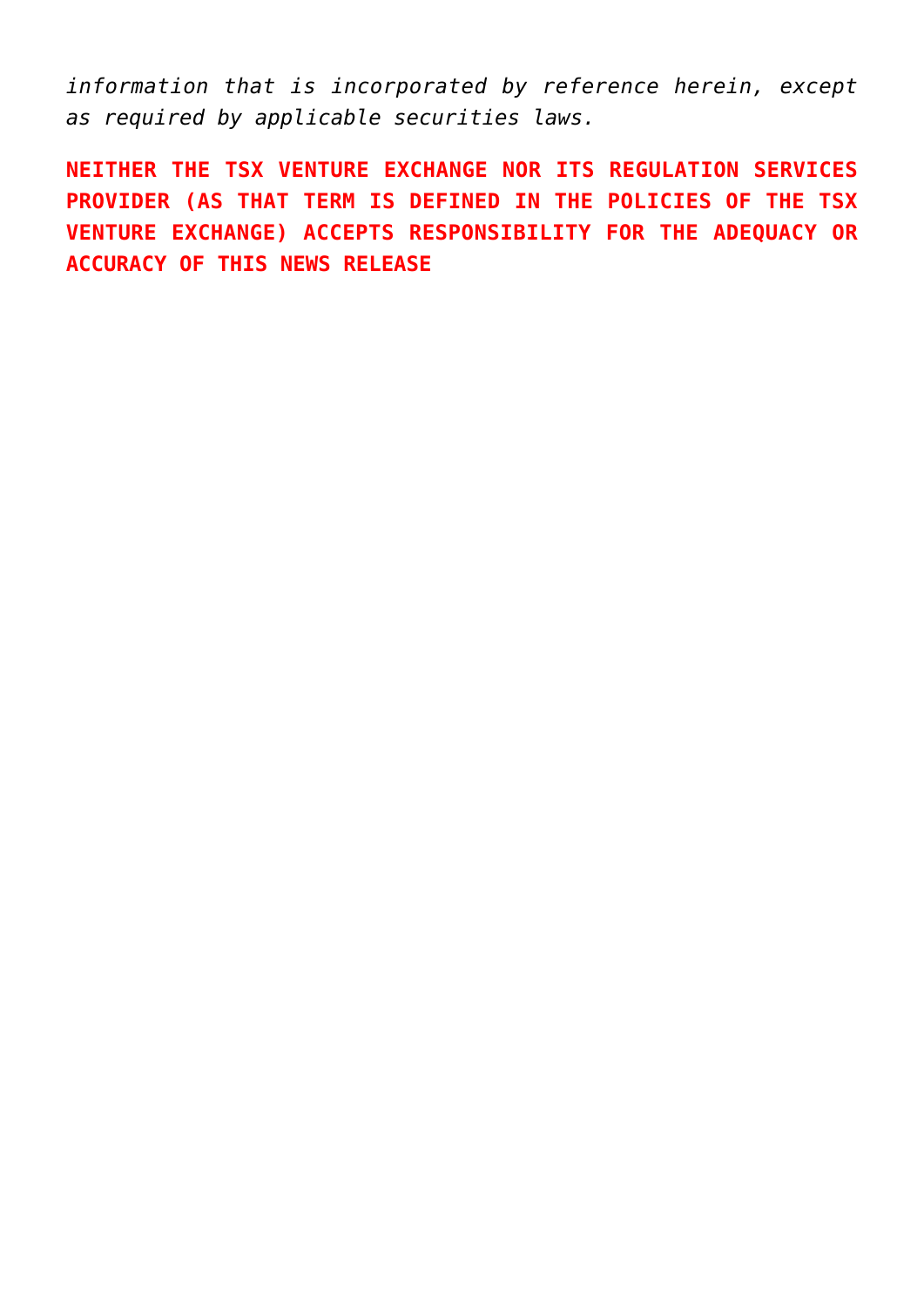*information that is incorporated by reference herein, except as required by applicable securities laws.*

**NEITHER THE TSX VENTURE EXCHANGE NOR ITS REGULATION SERVICES PROVIDER (AS THAT TERM IS DEFINED IN THE POLICIES OF THE TSX VENTURE EXCHANGE) ACCEPTS RESPONSIBILITY FOR THE ADEQUACY OR ACCURACY OF THIS NEWS RELEASE**